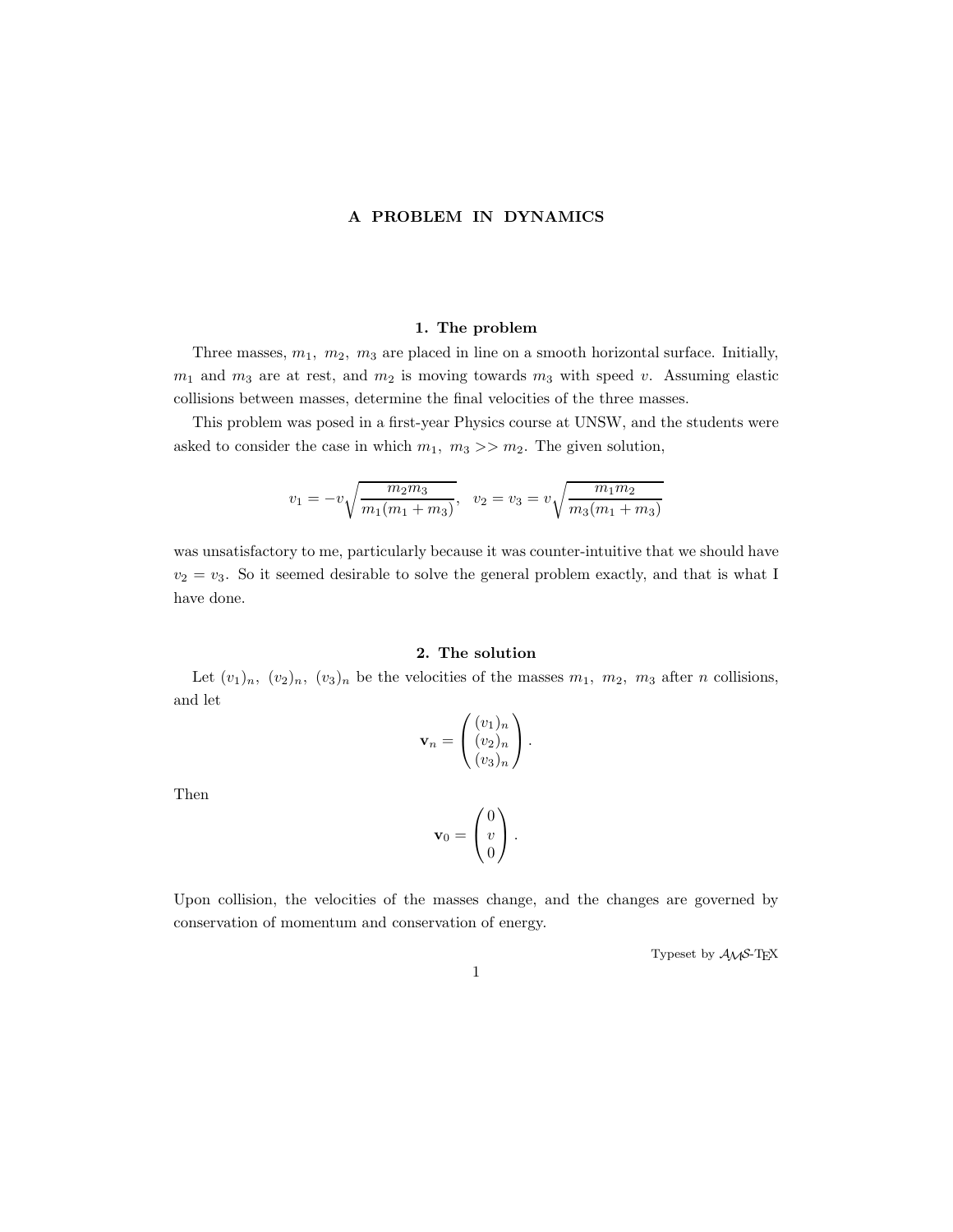# A PROBLEM IN DYNAMICS

## 1. The problem

Three masses, $m_1,\ m_2,\ m_3$ are placed in line on a smooth horizontal surface. Initially, $m_1$ and $m_3$ are at rest, and $m_2$ is moving towards $m_3$ with speed $v$. Assuming elastic collisions between masses, determine the final velocities of the three masses.

This problem was posed in a first-year Physics course at UNSW, and the students were asked to consider the case in which $m_1,\ m_3 >> m_2$. The given solution,

$$v_1 = -v\sqrt{\frac{m_2 m_3}{m_1(m_1+m_3)}},\quad v_2 = v_3 = v\sqrt{\frac{m_1 m_2}{m_3(m_1+m_3)}}$$

was unsatisfactory to me, particularly because it was counter-intuitive that we should have $v_2 = v_3$. So it seemed desirable to solve the general problem exactly, and that is what I have done.

## 2. The solution

Let $(v_1)_n,\ (v_2)_n,\ (v_3)_n$ be the velocities of the masses $m_1,\ m_2,\ m_3$ after $n$ collisions, and let

$$\mathbf{v}_n = \begin{pmatrix} (v_1)_n \\ (v_2)_n \\ (v_3)_n \end{pmatrix}.$$

Then

$$\mathbf{v}_0 = \begin{pmatrix} 0 \\ v \\ 0 \end{pmatrix}.$$

Upon collision, the velocities of the masses change, and the changes are governed by conservation of momentum and conservation of energy.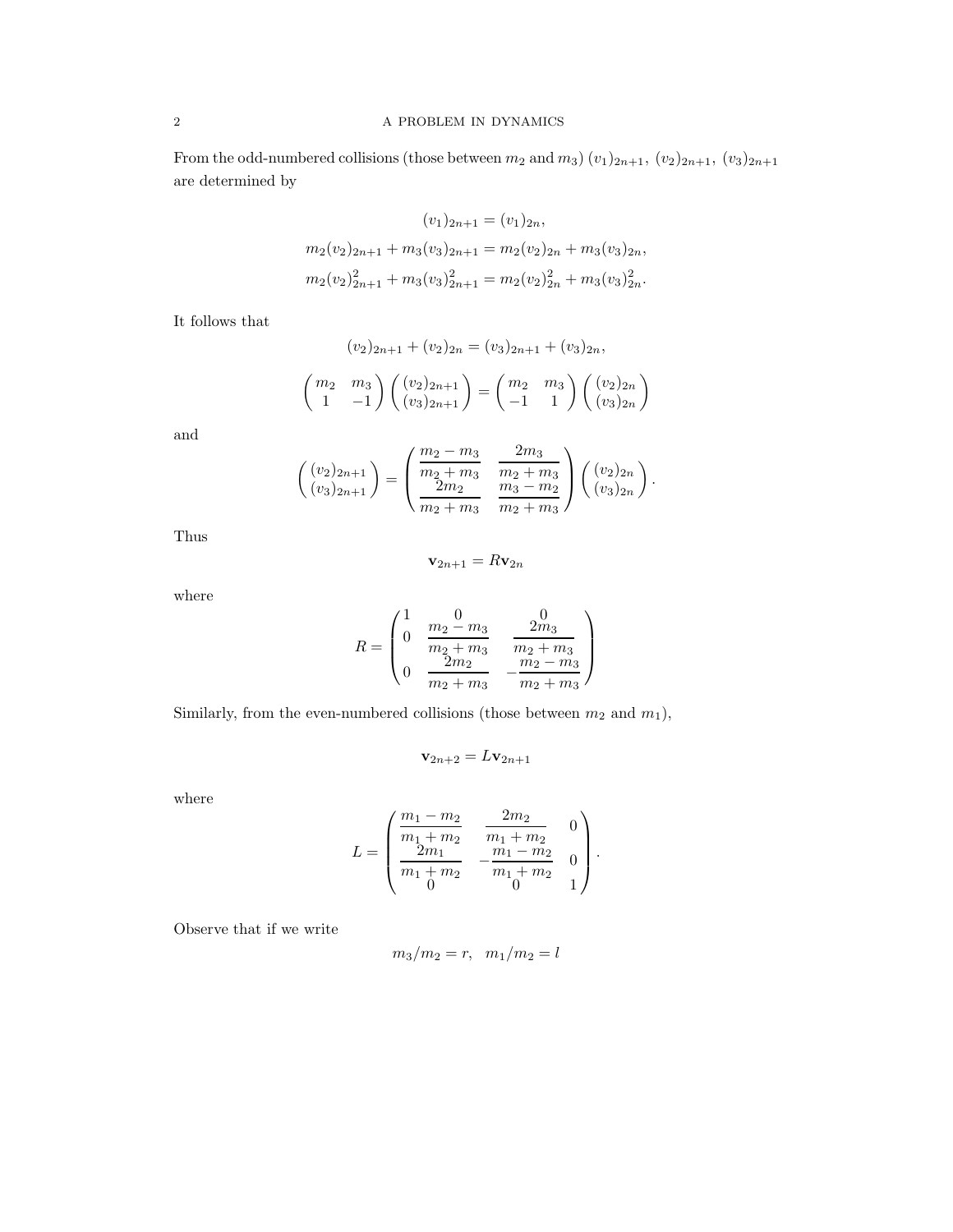From the odd-numbered collisions (those between $m_2$ and $m_3$) $(v_1)_{2n+1}$, $(v_2)_{2n+1}$, $(v_3)_{2n+1}$ are determined by

$$
\begin{aligned}
(v_1)_{2n+1} &= (v_1)_{2n}, \\
m_2(v_2)_{2n+1} + m_3(v_3)_{2n+1} &= m_2(v_2)_{2n} + m_3(v_3)_{2n}, \\
m_2(v_2)_{2n+1}^2 + m_3(v_3)_{2n+1}^2 &= m_2(v_2)_{2n}^2 + m_3(v_3)_{2n}^2.
\end{aligned}
$$

It follows that

$$(v_2)_{2n+1} + (v_2)_{2n} = (v_3)_{2n+1} + (v_3)_{2n},$$

$$\begin{pmatrix} m_2 & m_3 \\ 1 & -1 \end{pmatrix} \begin{pmatrix} (v_2)_{2n+1} \\ (v_3)_{2n+1} \end{pmatrix} = \begin{pmatrix} m_2 & m_3 \\ -1 & 1 \end{pmatrix} \begin{pmatrix} (v_2)_{2n} \\ (v_3)_{2n} \end{pmatrix}$$

and

$$\begin{pmatrix} (v_2)_{2n+1} \\ (v_3)_{2n+1} \end{pmatrix} = \begin{pmatrix} \dfrac{m_2 - m_3}{m_2 + m_3} & \dfrac{2m_3}{m_2 + m_3} \\ \dfrac{2m_2}{m_2 + m_3} & \dfrac{m_3 - m_2}{m_2 + m_3} \end{pmatrix} \begin{pmatrix} (v_2)_{2n} \\ (v_3)_{2n} \end{pmatrix}.$$

Thus

$$\mathbf{v}_{2n+1} = R\mathbf{v}_{2n}$$

where

$$R = \begin{pmatrix} 1 & 0 & 0 \\ 0 & \dfrac{m_2 - m_3}{m_2 + m_3} & \dfrac{2m_3}{m_2 + m_3} \\ 0 & \dfrac{2m_2}{m_2 + m_3} & -\dfrac{m_2 - m_3}{m_2 + m_3} \end{pmatrix}$$

Similarly, from the even-numbered collisions (those between $m_2$ and $m_1$),

$$\mathbf{v}_{2n+2} = L\mathbf{v}_{2n+1}$$

where

$$L = \begin{pmatrix} \dfrac{m_1 - m_2}{m_1 + m_2} & \dfrac{2m_2}{m_1 + m_2} & 0 \\ \dfrac{2m_1}{m_1 + m_2} & -\dfrac{m_1 - m_2}{m_1 + m_2} & 0 \\ 0 & 0 & 1 \end{pmatrix}.$$

Observe that if we write

$$m_3/m_2 = r, \quad m_1/m_2 = l$$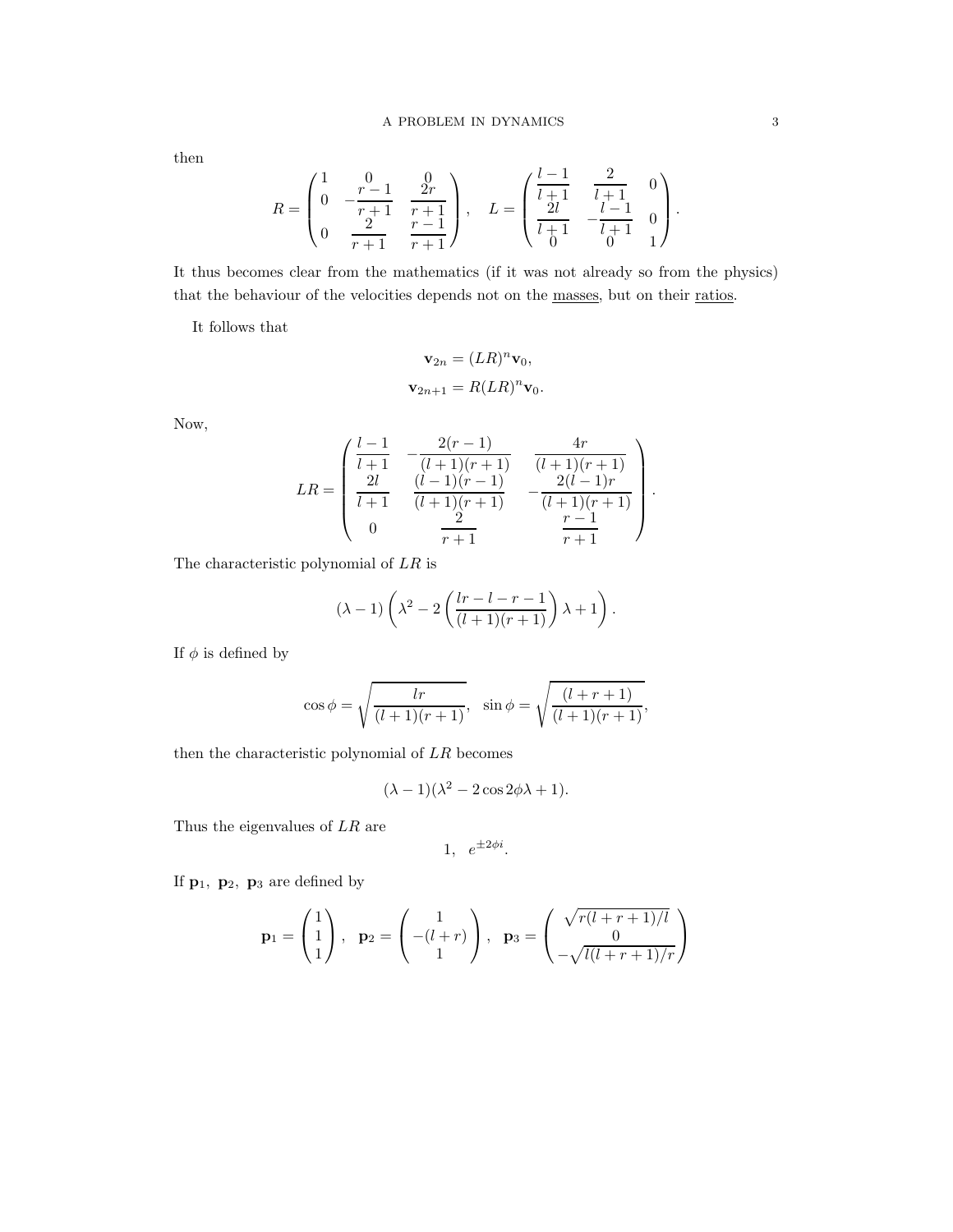then

$$R = \begin{pmatrix} 1 & 0 & 0 \\ 0 & -\dfrac{r-1}{r+1} & \dfrac{2r}{r+1} \\ 0 & \dfrac{2}{r+1} & \dfrac{r-1}{r+1} \end{pmatrix}, \quad L = \begin{pmatrix} \dfrac{l-1}{l+1} & \dfrac{2}{l+1} & 0 \\ \dfrac{2l}{l+1} & -\dfrac{l-1}{l+1} & 0 \\ 0 & 0 & 1 \end{pmatrix}.$$

It thus becomes clear from the mathematics (if it was not already so from the physics) that the behaviour of the velocities depends not on the <u>masses</u>, but on their <u>ratios</u>.

It follows that

$$\mathbf{v}_{2n} = (LR)^n \mathbf{v}_0,$$
$$\mathbf{v}_{2n+1} = R(LR)^n \mathbf{v}_0.$$

Now,

$$LR = \begin{pmatrix} \dfrac{l-1}{l+1} & -\dfrac{2(r-1)}{(l+1)(r+1)} & \dfrac{4r}{(l+1)(r+1)} \\ \dfrac{2l}{l+1} & \dfrac{(l-1)(r-1)}{(l+1)(r+1)} & -\dfrac{2(l-1)r}{(l+1)(r+1)} \\ 0 & \dfrac{2}{r+1} & \dfrac{r-1}{r+1} \end{pmatrix}.$$

The characteristic polynomial of $LR$ is

$$(\lambda - 1)\left(\lambda^2 - 2\left(\frac{lr - l - r - 1}{(l+1)(r+1)}\right)\lambda + 1\right).$$

If $\phi$ is defined by

$$\cos\phi = \sqrt{\frac{lr}{(l+1)(r+1)}}, \quad \sin\phi = \sqrt{\frac{(l+r+1)}{(l+1)(r+1)}},$$

then the characteristic polynomial of $LR$ becomes

$$(\lambda - 1)(\lambda^2 - 2\cos 2\phi\lambda + 1).$$

Thus the eigenvalues of $LR$ are

$$1, \quad e^{\pm 2\phi i}.$$

If $\mathbf{p}_1, \ \mathbf{p}_2, \ \mathbf{p}_3$ are defined by

$$\mathbf{p}_1 = \begin{pmatrix} 1 \\ 1 \\ 1 \end{pmatrix}, \quad \mathbf{p}_2 = \begin{pmatrix} 1 \\ -(l+r) \\ 1 \end{pmatrix}, \quad \mathbf{p}_3 = \begin{pmatrix} \sqrt{r(l+r+1)/l} \\ 0 \\ -\sqrt{l(l+r+1)/r} \end{pmatrix}$$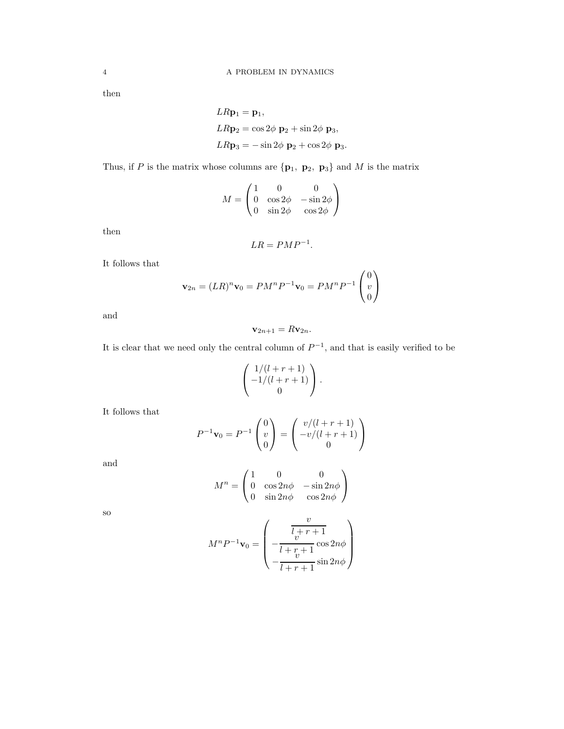then

$$
\begin{aligned}
LR\mathbf{p}_1 &= \mathbf{p}_1, \\
LR\mathbf{p}_2 &= \cos 2\phi \ \mathbf{p}_2 + \sin 2\phi \ \mathbf{p}_3, \\
LR\mathbf{p}_3 &= -\sin 2\phi \ \mathbf{p}_2 + \cos 2\phi \ \mathbf{p}_3.
\end{aligned}
$$

Thus, if $P$ is the matrix whose columns are $\{\mathbf{p}_1, \ \mathbf{p}_2, \ \mathbf{p}_3\}$ and $M$ is the matrix

$$
M = \begin{pmatrix} 1 & 0 & 0 \\ 0 & \cos 2\phi & -\sin 2\phi \\ 0 & \sin 2\phi & \cos 2\phi \end{pmatrix}
$$

then

$$
LR = PMP^{-1}.
$$

It follows that

$$
\mathbf{v}_{2n} = (LR)^n \mathbf{v}_0 = PM^nP^{-1}\mathbf{v}_0 = PM^nP^{-1} \begin{pmatrix} 0 \\ v \\ 0 \end{pmatrix}
$$

and

$$
\mathbf{v}_{2n+1} = R\mathbf{v}_{2n}.
$$

It is clear that we need only the central column of $P^{-1}$, and that is easily verified to be

$$
\begin{pmatrix} 1/(l+r+1) \\ -1/(l+r+1) \\ 0 \end{pmatrix}.
$$

It follows that

$$
P^{-1}\mathbf{v}_0 = P^{-1} \begin{pmatrix} 0 \\ v \\ 0 \end{pmatrix} = \begin{pmatrix} v/(l+r+1) \\ -v/(l+r+1) \\ 0 \end{pmatrix}
$$

and

$$
M^n = \begin{pmatrix} 1 & 0 & 0 \\ 0 & \cos 2n\phi & -\sin 2n\phi \\ 0 & \sin 2n\phi & \cos 2n\phi \end{pmatrix}
$$

so

$$
M^nP^{-1}\mathbf{v}_0 = \begin{pmatrix} \dfrac{v}{l+r+1} \\ -\dfrac{v}{l+r+1}\cos 2n\phi \\ -\dfrac{v}{l+r+1}\sin 2n\phi \end{pmatrix}
$$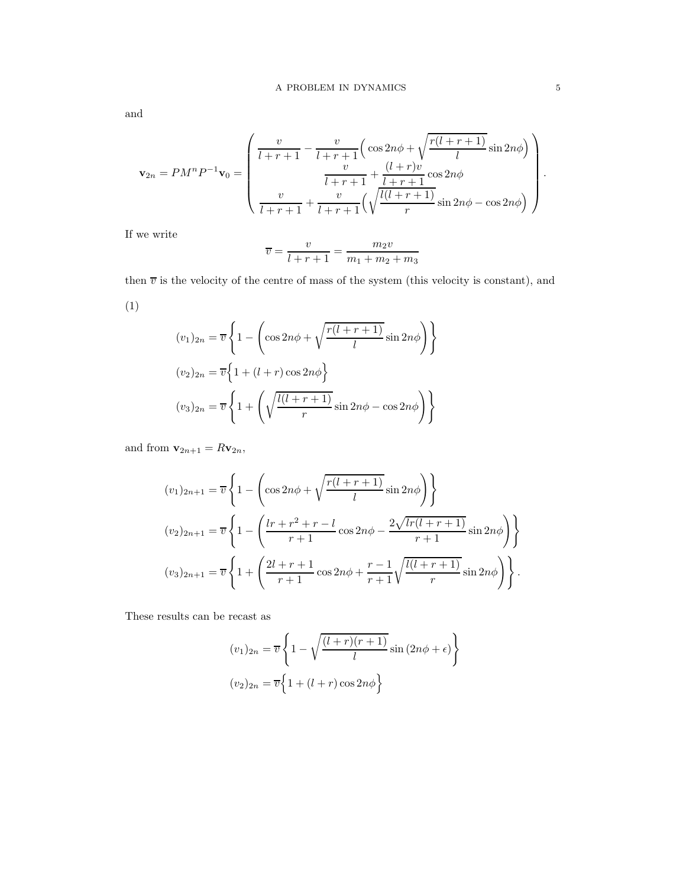and

$$
\mathbf{v}_{2n} = PM^nP^{-1}\mathbf{v}_0 = \begin{pmatrix} \dfrac{v}{l+r+1} - \dfrac{v}{l+r+1}\Big(\cos 2n\phi + \sqrt{\dfrac{r(l+r+1)}{l}}\sin 2n\phi\Big) \\ \dfrac{v}{l+r+1} + \dfrac{(l+r)v}{l+r+1}\cos 2n\phi \\ \dfrac{v}{l+r+1} + \dfrac{v}{l+r+1}\Big(\sqrt{\dfrac{l(l+r+1)}{r}}\sin 2n\phi - \cos 2n\phi\Big) \end{pmatrix}.
$$

If we write

$$
\overline{v} = \frac{v}{l+r+1} = \frac{m_2 v}{m_1+m_2+m_3}
$$

then $\overline{v}$ is the velocity of the centre of mass of the system (this velocity is constant), and

(1)

$$
\begin{aligned}
(v_1)_{2n} &= \overline{v}\left\{1 - \left(\cos 2n\phi + \sqrt{\frac{r(l+r+1)}{l}}\sin 2n\phi\right)\right\} \\
(v_2)_{2n} &= \overline{v}\Big\{1 + (l+r)\cos 2n\phi\Big\} \\
(v_3)_{2n} &= \overline{v}\left\{1 + \left(\sqrt{\frac{l(l+r+1)}{r}}\sin 2n\phi - \cos 2n\phi\right)\right\}
\end{aligned}
$$

and from $\mathbf{v}_{2n+1} = R\mathbf{v}_{2n}$,

$$
\begin{aligned}
(v_1)_{2n+1} &= \overline{v}\left\{1 - \left(\cos 2n\phi + \sqrt{\frac{r(l+r+1)}{l}}\sin 2n\phi\right)\right\} \\
(v_2)_{2n+1} &= \overline{v}\left\{1 - \left(\frac{lr+r^2+r-l}{r+1}\cos 2n\phi - \frac{2\sqrt{lr(l+r+1)}}{r+1}\sin 2n\phi\right)\right\} \\
(v_3)_{2n+1} &= \overline{v}\left\{1 + \left(\frac{2l+r+1}{r+1}\cos 2n\phi + \frac{r-1}{r+1}\sqrt{\frac{l(l+r+1)}{r}}\sin 2n\phi\right)\right\}.
\end{aligned}
$$

These results can be recast as

$$
\begin{aligned}
(v_1)_{2n} &= \overline{v}\left\{1 - \sqrt{\frac{(l+r)(r+1)}{l}}\sin\left(2n\phi + \epsilon\right)\right\} \\
(v_2)_{2n} &= \overline{v}\Big\{1 + (l+r)\cos 2n\phi\Big\}
\end{aligned}
$$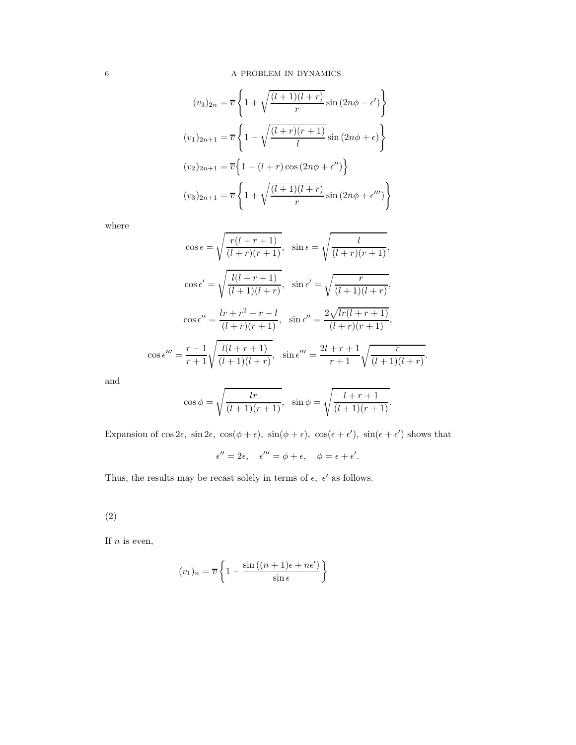$$(v_3)_{2n} = \overline{v} \left\{ 1 + \sqrt{\frac{(l+1)(l+r)}{r}} \sin(2n\phi - \epsilon') \right\}$$

$$(v_1)_{2n+1} = \overline{v} \left\{ 1 - \sqrt{\frac{(l+r)(r+1)}{l}} \sin(2n\phi + \epsilon) \right\}$$

$$(v_2)_{2n+1} = \overline{v} \Big\{ 1 - (l+r) \cos(2n\phi + \epsilon'') \Big\}$$

$$(v_3)_{2n+1} = \overline{v} \left\{ 1 + \sqrt{\frac{(l+1)(l+r)}{r}} \sin(2n\phi + \epsilon''') \right\}$$

where

$$\cos\epsilon = \sqrt{\frac{r(l+r+1)}{(l+r)(r+1)}}, \quad \sin\epsilon = \sqrt{\frac{l}{(l+r)(r+1)}},$$

$$\cos\epsilon' = \sqrt{\frac{l(l+r+1)}{(l+1)(l+r)}}, \quad \sin\epsilon' = \sqrt{\frac{r}{(l+1)(l+r)}},$$

$$\cos\epsilon'' = \frac{lr + r^2 + r - l}{(l+r)(r+1)}, \quad \sin\epsilon'' = \frac{2\sqrt{lr(l+r+1)}}{(l+r)(r+1)},$$

$$\cos\epsilon''' = \frac{r-1}{r+1}\sqrt{\frac{l(l+r+1)}{(l+1)(l+r)}}, \quad \sin\epsilon''' = \frac{2l+r+1}{r+1}\sqrt{\frac{r}{(l+1)(l+r)}}.$$

and

$$\cos\phi = \sqrt{\frac{lr}{(l+1)(r+1)}}, \quad \sin\phi = \sqrt{\frac{l+r+1}{(l+1)(r+1)}}.$$

Expansion of $\cos 2\epsilon,\ \sin 2\epsilon,\ \cos(\phi+\epsilon),\ \sin(\phi+\epsilon),\ \cos(\epsilon+\epsilon'),\ \sin(\epsilon+\epsilon')$ shows that

$$\epsilon'' = 2\epsilon, \quad \epsilon''' = \phi + \epsilon, \quad \phi = \epsilon + \epsilon'.$$

Thus, the results may be recast solely in terms of $\epsilon,\ \epsilon'$ as follows.

(2)

If $n$ is even,

$$(v_1)_n = \overline{v} \left\{ 1 - \frac{\sin((n+1)\epsilon + n\epsilon')}{\sin\epsilon} \right\}$$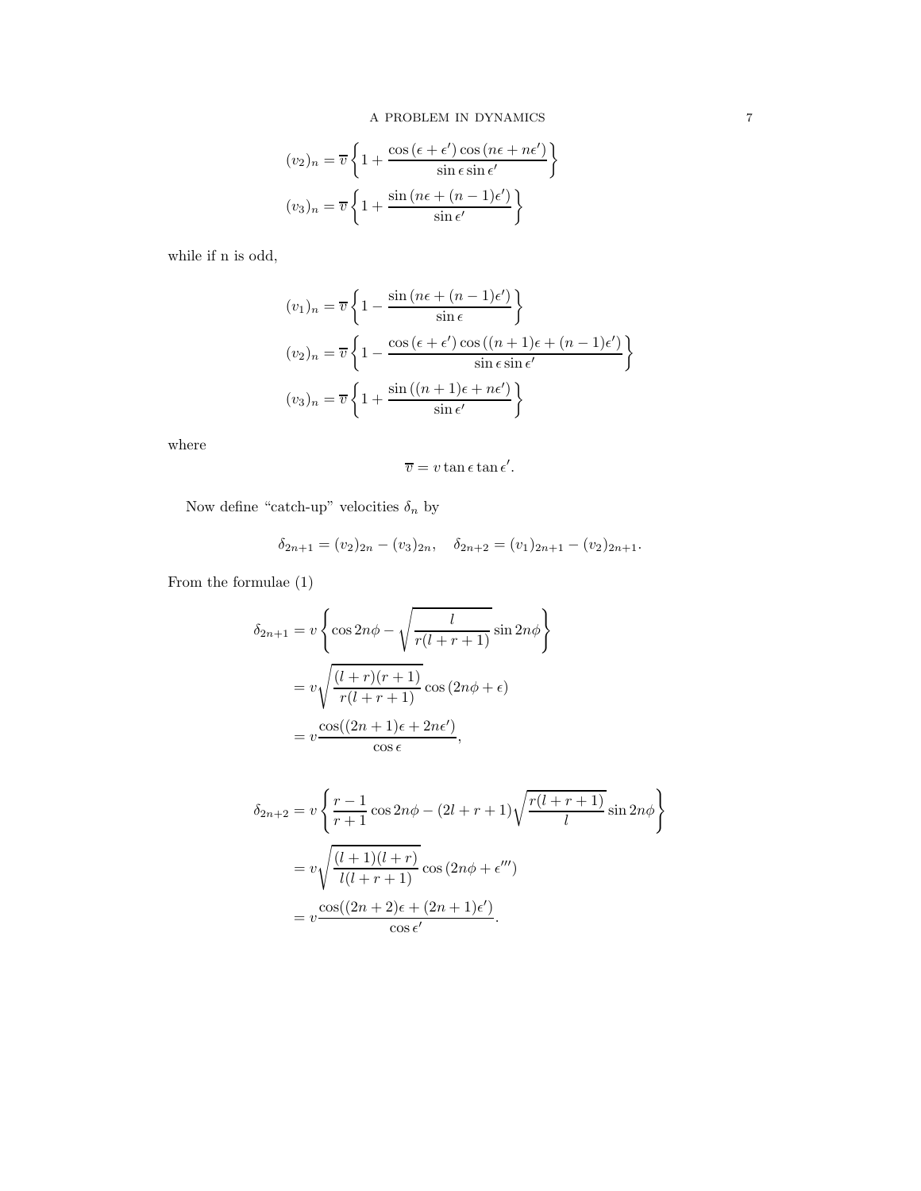$$(v_2)_n = \overline{v}\left\{1 + \frac{\cos(\epsilon + \epsilon')\cos(n\epsilon + n\epsilon')}{\sin\epsilon\sin\epsilon'}\right\}$$

$$(v_3)_n = \overline{v}\left\{1 + \frac{\sin(n\epsilon + (n-1)\epsilon')}{\sin\epsilon'}\right\}$$

while if n is odd,

$$(v_1)_n = \overline{v}\left\{1 - \frac{\sin(n\epsilon + (n-1)\epsilon')}{\sin\epsilon}\right\}$$

$$(v_2)_n = \overline{v}\left\{1 - \frac{\cos(\epsilon + \epsilon')\cos((n+1)\epsilon + (n-1)\epsilon')}{\sin\epsilon\sin\epsilon'}\right\}$$

$$(v_3)_n = \overline{v}\left\{1 + \frac{\sin((n+1)\epsilon + n\epsilon')}{\sin\epsilon'}\right\}$$

where

$$\overline{v} = v\tan\epsilon\tan\epsilon'.$$

Now define "catch-up" velocities $\delta_n$ by

$$\delta_{2n+1} = (v_2)_{2n} - (v_3)_{2n}, \quad \delta_{2n+2} = (v_1)_{2n+1} - (v_2)_{2n+1}.$$

From the formulae (1)

$$\begin{aligned}
\delta_{2n+1} &= v\left\{\cos 2n\phi - \sqrt{\frac{l}{r(l+r+1)}}\sin 2n\phi\right\} \\
&= v\sqrt{\frac{(l+r)(r+1)}{r(l+r+1)}}\cos(2n\phi + \epsilon) \\
&= v\frac{\cos((2n+1)\epsilon + 2n\epsilon')}{\cos\epsilon},
\end{aligned}$$

$$\begin{aligned}
\delta_{2n+2} &= v\left\{\frac{r-1}{r+1}\cos 2n\phi - (2l+r+1)\sqrt{\frac{r(l+r+1)}{l}}\sin 2n\phi\right\} \\
&= v\sqrt{\frac{(l+1)(l+r)}{l(l+r+1)}}\cos(2n\phi + \epsilon''') \\
&= v\frac{\cos((2n+2)\epsilon + (2n+1)\epsilon')}{\cos\epsilon'}.
\end{aligned}$$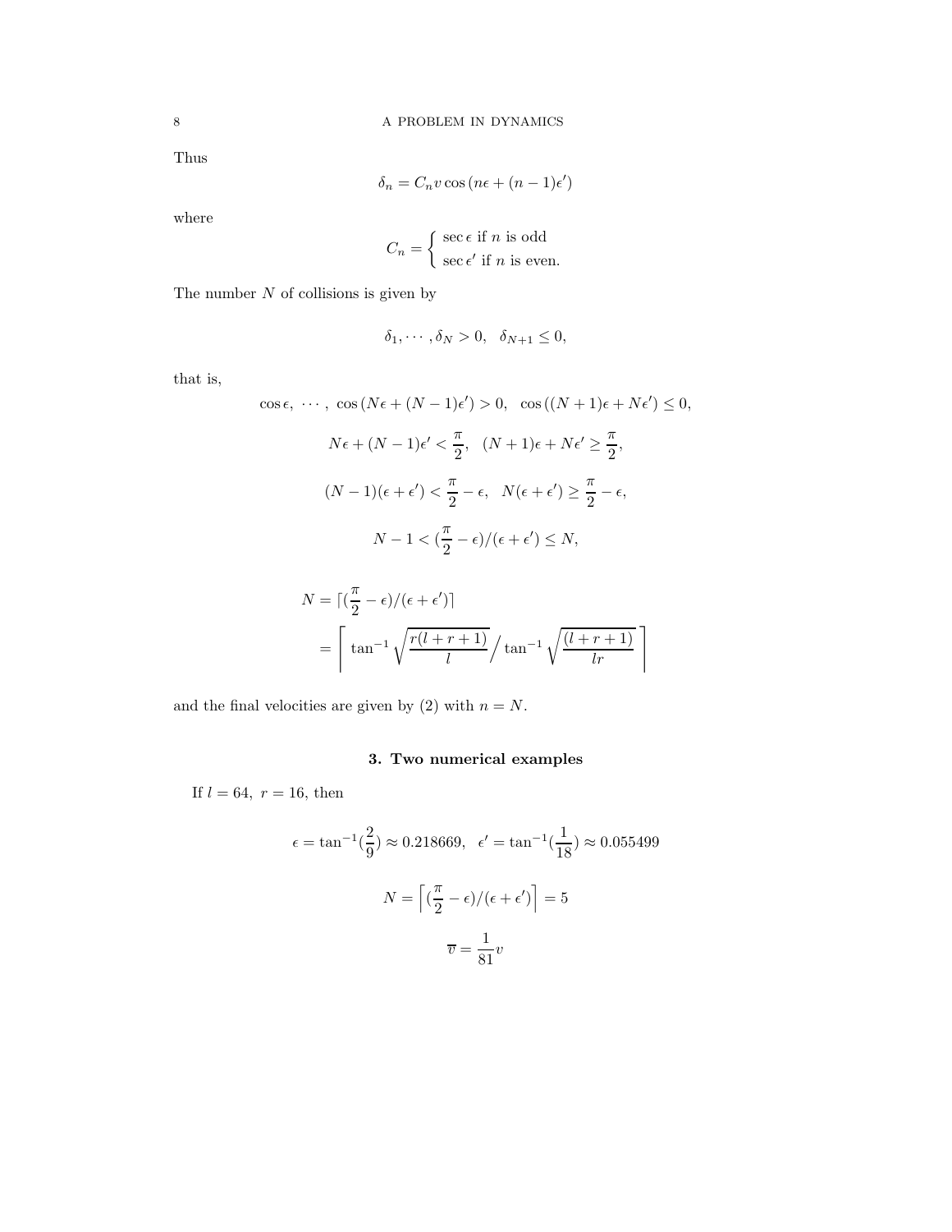Thus

$$\delta_n = C_n v \cos\left(n\epsilon + (n-1)\epsilon'\right)$$

where

$$C_n = \begin{cases} \sec\epsilon \text{ if } n \text{ is odd} \\ \sec\epsilon' \text{ if } n \text{ is even.} \end{cases}$$

The number $N$ of collisions is given by

$$\delta_1, \cdots, \delta_N > 0, \quad \delta_{N+1} \leq 0,$$

that is,

$$\cos\epsilon, \ \cdots, \ \cos\left(N\epsilon + (N-1)\epsilon'\right) > 0, \quad \cos\left((N+1)\epsilon + N\epsilon'\right) \leq 0,$$

$$N\epsilon + (N-1)\epsilon' < \frac{\pi}{2}, \quad (N+1)\epsilon + N\epsilon' \geq \frac{\pi}{2},$$

$$(N-1)(\epsilon + \epsilon') < \frac{\pi}{2} - \epsilon, \quad N(\epsilon + \epsilon') \geq \frac{\pi}{2} - \epsilon,$$

$$N - 1 < (\frac{\pi}{2} - \epsilon)/(\epsilon + \epsilon') \leq N,$$

$$\begin{aligned} N &= \lceil (\frac{\pi}{2} - \epsilon)/(\epsilon + \epsilon') \rceil \\ &= \left\lceil \tan^{-1}\sqrt{\frac{r(l+r+1)}{l}} \bigg/ \tan^{-1}\sqrt{\frac{(l+r+1)}{lr}} \ \right\rceil \end{aligned}$$

and the final velocities are given by (2) with $n = N$.

## 3. Two numerical examples

If $l = 64, \ r = 16$, then

$$\epsilon = \tan^{-1}(\frac{2}{9}) \approx 0.218669, \quad \epsilon' = \tan^{-1}(\frac{1}{18}) \approx 0.055499$$

$$N = \left\lceil (\frac{\pi}{2} - \epsilon)/(\epsilon + \epsilon') \right\rceil = 5$$

$$\overline{v} = \frac{1}{81}v$$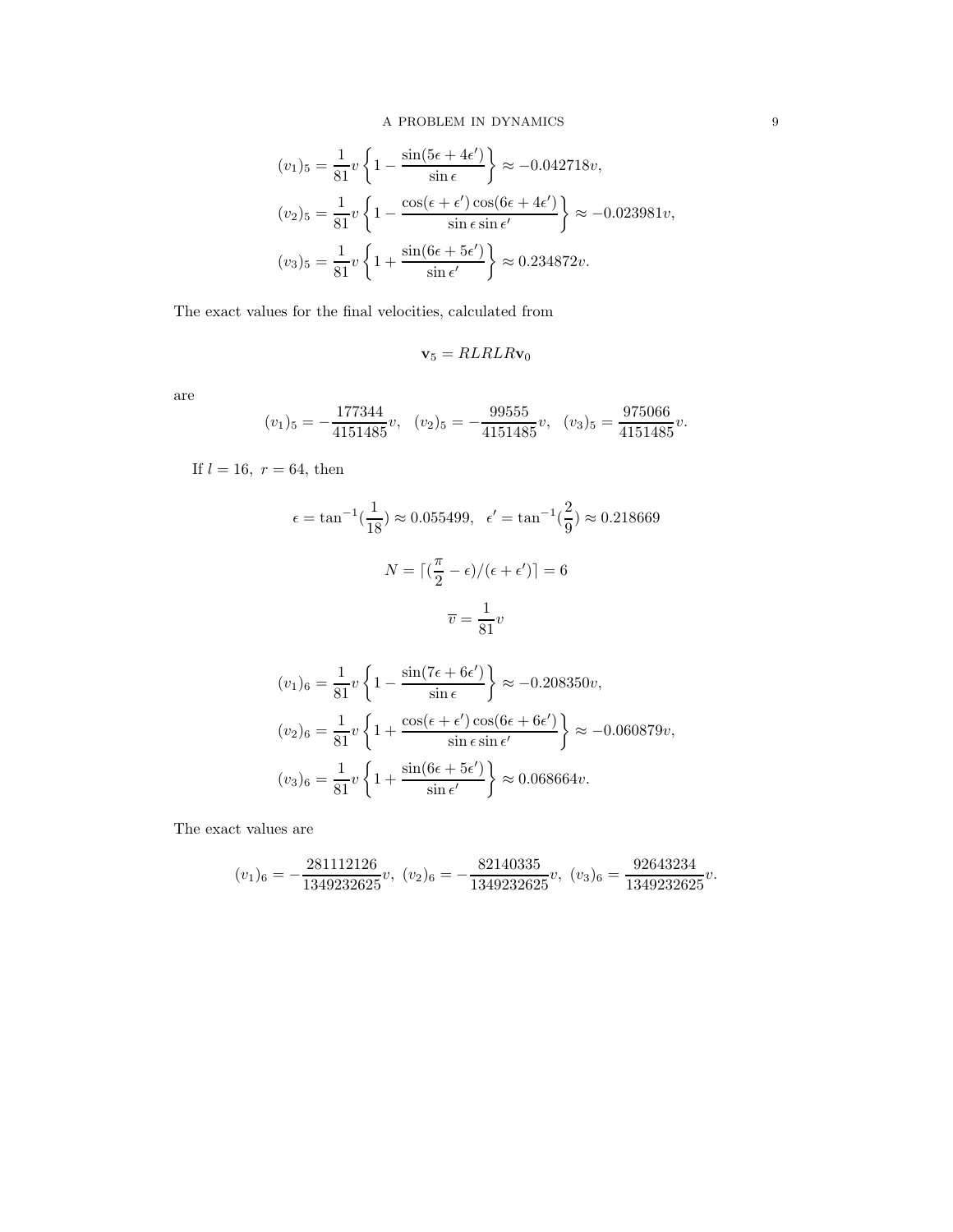$$
(v_1)_5 = \frac{1}{81}v\left\{1 - \frac{\sin(5\epsilon + 4\epsilon')}{\sin\epsilon}\right\} \approx -0.042718v,
$$

$$
(v_2)_5 = \frac{1}{81}v\left\{1 - \frac{\cos(\epsilon + \epsilon')\cos(6\epsilon + 4\epsilon')}{\sin\epsilon\sin\epsilon'}\right\} \approx -0.023981v,
$$

$$
(v_3)_5 = \frac{1}{81}v\left\{1 + \frac{\sin(6\epsilon + 5\epsilon')}{\sin\epsilon'}\right\} \approx 0.234872v.
$$

The exact values for the final velocities, calculated from

$$
\mathbf{v}_5 = RLRLR\mathbf{v}_0
$$

are

$$
(v_1)_5 = -\frac{177344}{4151485}v, \quad (v_2)_5 = -\frac{99555}{4151485}v, \quad (v_3)_5 = \frac{975066}{4151485}v.
$$

If $l = 16,\ r = 64$, then

$$
\epsilon = \tan^{-1}(\frac{1}{18}) \approx 0.055499, \quad \epsilon' = \tan^{-1}(\frac{2}{9}) \approx 0.218669
$$

$$
N = \lceil (\frac{\pi}{2} - \epsilon)/(\epsilon + \epsilon') \rceil = 6
$$

$$
\overline{v} = \frac{1}{81}v
$$

$$
(v_1)_6 = \frac{1}{81}v\left\{1 - \frac{\sin(7\epsilon + 6\epsilon')}{\sin\epsilon}\right\} \approx -0.208350v,
$$

$$
(v_2)_6 = \frac{1}{81}v\left\{1 + \frac{\cos(\epsilon + \epsilon')\cos(6\epsilon + 6\epsilon')}{\sin\epsilon\sin\epsilon'}\right\} \approx -0.060879v,
$$

$$
(v_3)_6 = \frac{1}{81}v\left\{1 + \frac{\sin(6\epsilon + 5\epsilon')}{\sin\epsilon'}\right\} \approx 0.068664v.
$$

The exact values are

$$
(v_1)_6 = -\frac{281112126}{1349232625}v, \ (v_2)_6 = -\frac{82140335}{1349232625}v, \ (v_3)_6 = \frac{92643234}{1349232625}v.
$$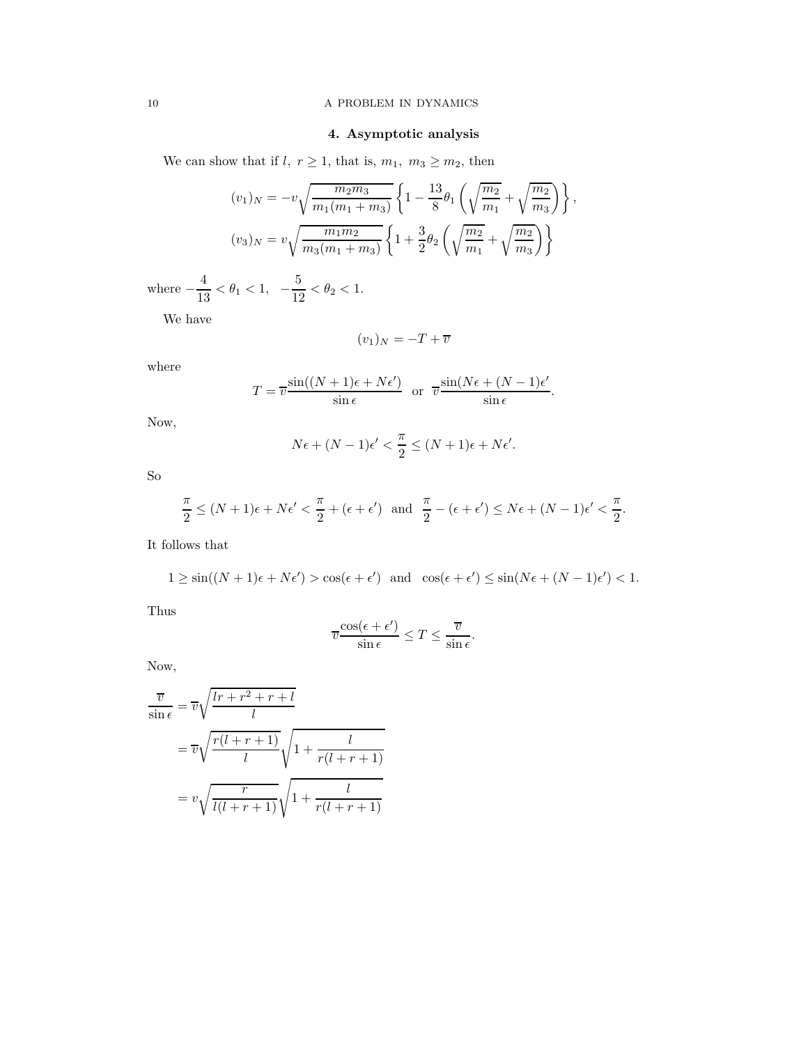## 4. Asymptotic analysis

We can show that if $l,\ r \geq 1$, that is, $m_1,\ m_3 \geq m_2$, then

$$(v_1)_N = -v\sqrt{\frac{m_2 m_3}{m_1(m_1+m_3)}}\left\{1 - \frac{13}{8}\theta_1\left(\sqrt{\frac{m_2}{m_1}} + \sqrt{\frac{m_2}{m_3}}\right)\right\},$$

$$(v_3)_N = v\sqrt{\frac{m_1 m_2}{m_3(m_1+m_3)}}\left\{1 + \frac{3}{2}\theta_2\left(\sqrt{\frac{m_2}{m_1}} + \sqrt{\frac{m_2}{m_3}}\right)\right\}$$

where $-\dfrac{4}{13} < \theta_1 < 1, \quad -\dfrac{5}{12} < \theta_2 < 1$.

We have

$$(v_1)_N = -T + \overline{v}$$

where

$$T = \overline{v}\frac{\sin((N+1)\epsilon + N\epsilon')}{\sin\epsilon} \quad \text{or} \quad \overline{v}\frac{\sin(N\epsilon + (N-1)\epsilon'}{\sin\epsilon}.$$

Now,

$$N\epsilon + (N-1)\epsilon' < \frac{\pi}{2} \leq (N+1)\epsilon + N\epsilon'.$$

So

$$\frac{\pi}{2} \leq (N+1)\epsilon + N\epsilon' < \frac{\pi}{2} + (\epsilon + \epsilon') \quad \text{and} \quad \frac{\pi}{2} - (\epsilon + \epsilon') \leq N\epsilon + (N-1)\epsilon' < \frac{\pi}{2}.$$

It follows that

$$1 \geq \sin((N+1)\epsilon + N\epsilon') > \cos(\epsilon + \epsilon') \quad \text{and} \quad \cos(\epsilon + \epsilon') \leq \sin(N\epsilon + (N-1)\epsilon') < 1.$$

Thus

$$\overline{v}\frac{\cos(\epsilon + \epsilon')}{\sin\epsilon} \leq T \leq \frac{\overline{v}}{\sin\epsilon}.$$

Now,

$$\begin{aligned}
\frac{\overline{v}}{\sin\epsilon} &= \overline{v}\sqrt{\frac{lr + r^2 + r + l}{l}} \\
&= \overline{v}\sqrt{\frac{r(l+r+1)}{l}}\sqrt{1 + \frac{l}{r(l+r+1)}} \\
&= v\sqrt{\frac{r}{l(l+r+1)}}\sqrt{1 + \frac{l}{r(l+r+1)}}
\end{aligned}$$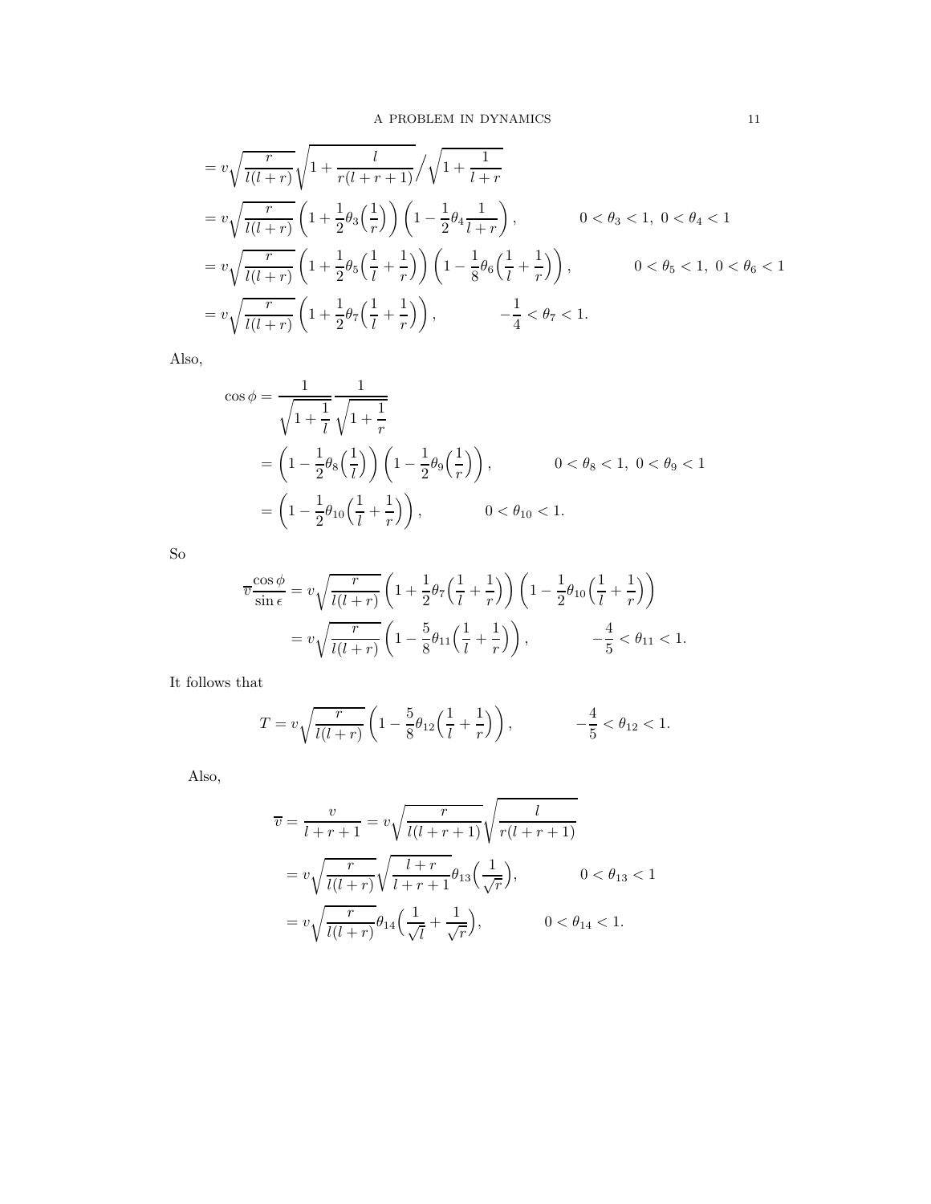$$= v\sqrt{\frac{r}{l(l+r)}}\sqrt{1+\frac{l}{r(l+r+1)}}\Big/\sqrt{1+\frac{1}{l+r}}$$

$$= v\sqrt{\frac{r}{l(l+r)}}\left(1+\frac{1}{2}\theta_3\Big(\frac{1}{r}\Big)\right)\left(1-\frac{1}{2}\theta_4\frac{1}{l+r}\right), \qquad 0<\theta_3<1,\ 0<\theta_4<1$$

$$= v\sqrt{\frac{r}{l(l+r)}}\left(1+\frac{1}{2}\theta_5\Big(\frac{1}{l}+\frac{1}{r}\Big)\right)\left(1-\frac{1}{8}\theta_6\Big(\frac{1}{l}+\frac{1}{r}\Big)\right), \qquad 0<\theta_5<1,\ 0<\theta_6<1$$

$$= v\sqrt{\frac{r}{l(l+r)}}\left(1+\frac{1}{2}\theta_7\Big(\frac{1}{l}+\frac{1}{r}\Big)\right), \qquad -\frac{1}{4}<\theta_7<1.$$

Also,

$$\cos\phi = \frac{1}{\sqrt{1+\dfrac{1}{l}}}\frac{1}{\sqrt{1+\dfrac{1}{r}}}$$

$$= \left(1-\frac{1}{2}\theta_8\Big(\frac{1}{l}\Big)\right)\left(1-\frac{1}{2}\theta_9\Big(\frac{1}{r}\Big)\right), \qquad 0<\theta_8<1,\ 0<\theta_9<1$$

$$= \left(1-\frac{1}{2}\theta_{10}\Big(\frac{1}{l}+\frac{1}{r}\Big)\right), \qquad 0<\theta_{10}<1.$$

So

$$\overline{v}\frac{\cos\phi}{\sin\epsilon} = v\sqrt{\frac{r}{l(l+r)}}\left(1+\frac{1}{2}\theta_7\Big(\frac{1}{l}+\frac{1}{r}\Big)\right)\left(1-\frac{1}{2}\theta_{10}\Big(\frac{1}{l}+\frac{1}{r}\Big)\right)$$

$$= v\sqrt{\frac{r}{l(l+r)}}\left(1-\frac{5}{8}\theta_{11}\Big(\frac{1}{l}+\frac{1}{r}\Big)\right), \qquad -\frac{4}{5}<\theta_{11}<1.$$

It follows that

$$T = v\sqrt{\frac{r}{l(l+r)}}\left(1-\frac{5}{8}\theta_{12}\Big(\frac{1}{l}+\frac{1}{r}\Big)\right), \qquad -\frac{4}{5}<\theta_{12}<1.$$

Also,

$$\overline{v} = \frac{v}{l+r+1} = v\sqrt{\frac{r}{l(l+r+1)}}\sqrt{\frac{l}{r(l+r+1)}}$$

$$= v\sqrt{\frac{r}{l(l+r)}}\sqrt{\frac{l+r}{l+r+1}}\theta_{13}\Big(\frac{1}{\sqrt{r}}\Big), \qquad 0<\theta_{13}<1$$

$$= v\sqrt{\frac{r}{l(l+r)}}\theta_{14}\Big(\frac{1}{\sqrt{l}}+\frac{1}{\sqrt{r}}\Big), \qquad 0<\theta_{14}<1.$$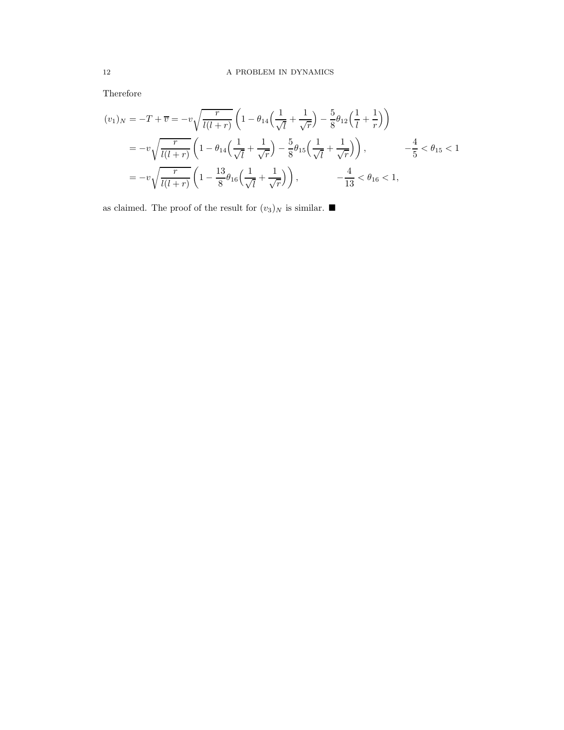Therefore

$$
\begin{aligned}
(v_1)_N = -T + \overline{v} &= -v\sqrt{\frac{r}{l(l+r)}}\left(1 - \theta_{14}\Big(\frac{1}{\sqrt{l}} + \frac{1}{\sqrt{r}}\Big) - \frac{5}{8}\theta_{12}\Big(\frac{1}{l} + \frac{1}{r}\Big)\right) \\
&= -v\sqrt{\frac{r}{l(l+r)}}\left(1 - \theta_{14}\Big(\frac{1}{\sqrt{l}} + \frac{1}{\sqrt{r}}\Big) - \frac{5}{8}\theta_{15}\Big(\frac{1}{\sqrt{l}} + \frac{1}{\sqrt{r}}\Big)\right), \qquad -\frac{4}{5} < \theta_{15} < 1 \\
&= -v\sqrt{\frac{r}{l(l+r)}}\left(1 - \frac{13}{8}\theta_{16}\Big(\frac{1}{\sqrt{l}} + \frac{1}{\sqrt{r}}\Big)\right), \qquad -\frac{4}{13} < \theta_{16} < 1,
\end{aligned}
$$

as claimed. The proof of the result for $(v_3)_N$ is similar. ■